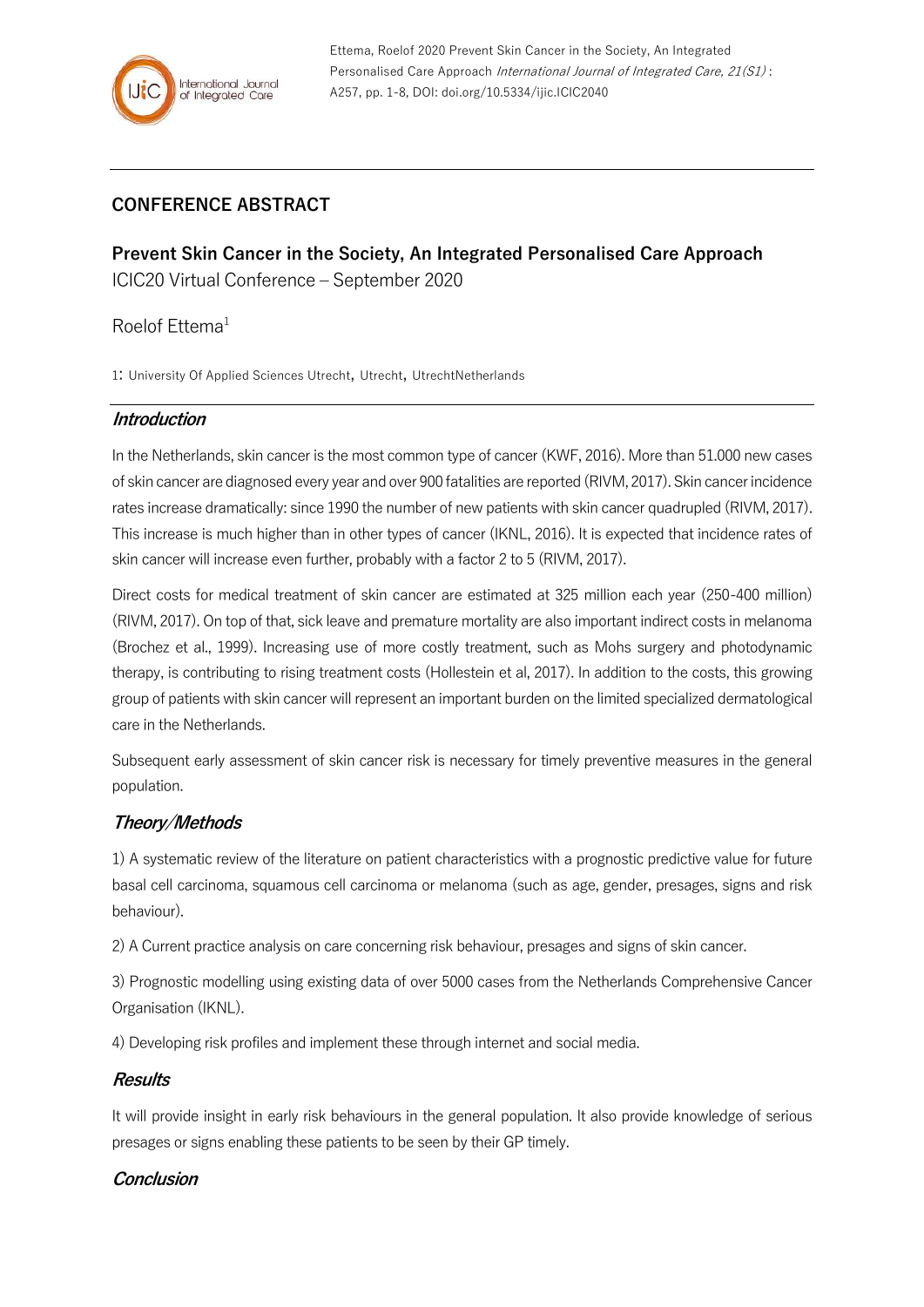Ettema, Roelof 2020 Prevent Skin Cancer in the Society, An Integrated Personalised Care Approach *International Journal of Integrated Care, 21(S1)* : A257, pp. 1-8, DOI: doi.org/10.5334/ijic.ICIC2040

## CONFERENCE ABSTRACT

## Prevent Skin Cancer in the Society, An Integrated Personalised Care Approach

ICIC20 Virtual Conference – September 2020

Roelof Ettema[1]

1: University Of Applied Sciences Utrecht, Utrecht, UtrechtNetherlands

### *Introduction*

In the Netherlands, skin cancer is the most common type of cancer (KWF, 2016). More than 51.000 new cases of skin cancer are diagnosed every year and over 900 fatalities are reported (RIVM, 2017). Skin cancer incidence rates increase dramatically: since 1990 the number of new patients with skin cancer quadrupled (RIVM, 2017). This increase is much higher than in other types of cancer (IKNL, 2016). It is expected that incidence rates of skin cancer will increase even further, probably with a factor 2 to 5 (RIVM, 2017).

Direct costs for medical treatment of skin cancer are estimated at 325 million each year (250-400 million) (RIVM, 2017). On top of that, sick leave and premature mortality are also important indirect costs in melanoma (Brochez et al., 1999). Increasing use of more costly treatment, such as Mohs surgery and photodynamic therapy, is contributing to rising treatment costs (Hollestein et al, 2017). In addition to the costs, this growing group of patients with skin cancer will represent an important burden on the limited specialized dermatological care in the Netherlands.

Subsequent early assessment of skin cancer risk is necessary for timely preventive measures in the general population.

### *Theory/Methods*

1) A systematic review of the literature on patient characteristics with a prognostic predictive value for future basal cell carcinoma, squamous cell carcinoma or melanoma (such as age, gender, presages, signs and risk behaviour).

2) A Current practice analysis on care concerning risk behaviour, presages and signs of skin cancer.

3) Prognostic modelling using existing data of over 5000 cases from the Netherlands Comprehensive Cancer Organisation (IKNL).

4) Developing risk profiles and implement these through internet and social media.

### *Results*

It will provide insight in early risk behaviours in the general population. It also provide knowledge of serious presages or signs enabling these patients to be seen by their GP timely.

### *Conclusion*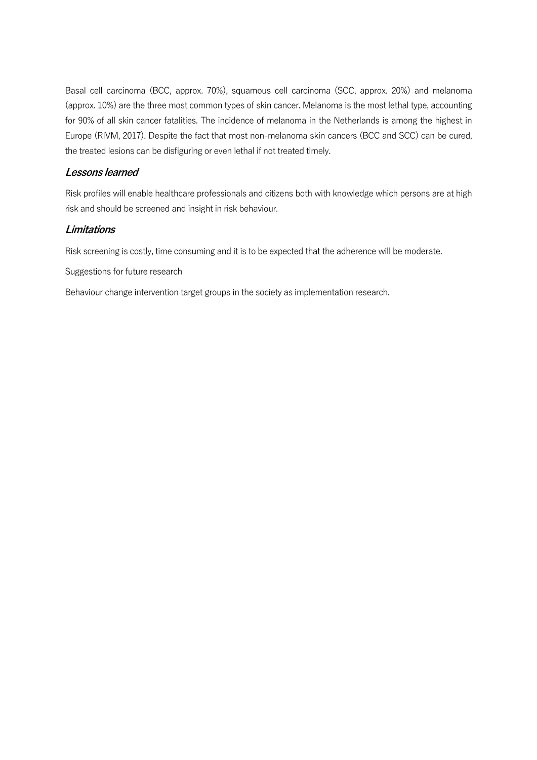Basal cell carcinoma (BCC, approx. 70%), squamous cell carcinoma (SCC, approx. 20%) and melanoma (approx. 10%) are the three most common types of skin cancer. Melanoma is the most lethal type, accounting for 90% of all skin cancer fatalities. The incidence of melanoma in the Netherlands is among the highest in Europe (RIVM, 2017). Despite the fact that most non-melanoma skin cancers (BCC and SCC) can be cured, the treated lesions can be disfiguring or even lethal if not treated timely.

### *Lessons learned*

Risk profiles will enable healthcare professionals and citizens both with knowledge which persons are at high risk and should be screened and insight in risk behaviour.

### *Limitations*

Risk screening is costly, time consuming and it is to be expected that the adherence will be moderate.

Suggestions for future research

Behaviour change intervention target groups in the society as implementation research.